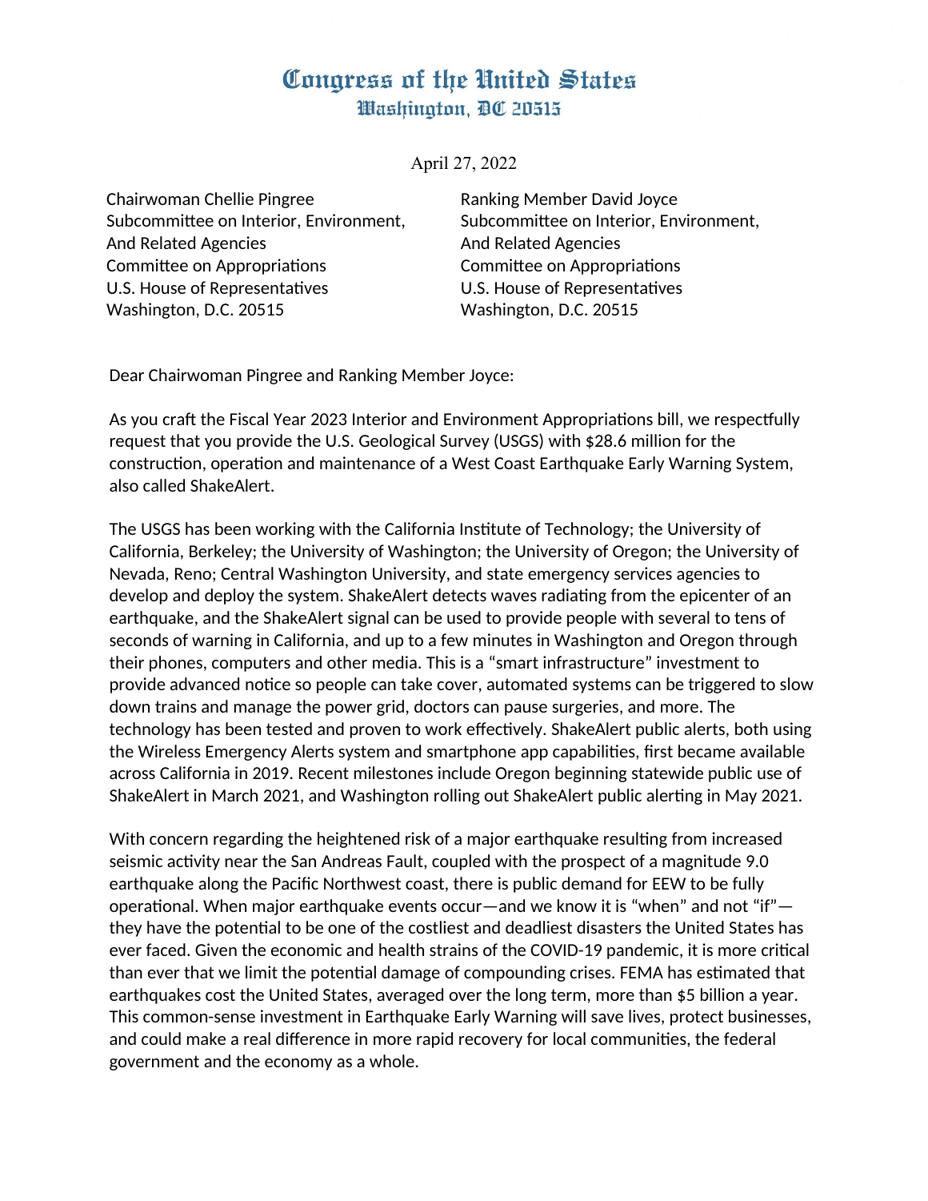# Congress of the United States
## Washington, DC 20515

April 27, 2022

Chairwoman Chellie Pingree
Subcommittee on Interior, Environment,
And Related Agencies
Committee on Appropriations
U.S. House of Representatives
Washington, D.C. 20515

Ranking Member David Joyce
Subcommittee on Interior, Environment,
And Related Agencies
Committee on Appropriations
U.S. House of Representatives
Washington, D.C. 20515

Dear Chairwoman Pingree and Ranking Member Joyce:

As you craft the Fiscal Year 2023 Interior and Environment Appropriations bill, we respectfully request that you provide the U.S. Geological Survey (USGS) with $28.6 million for the construction, operation and maintenance of a West Coast Earthquake Early Warning System, also called ShakeAlert.

The USGS has been working with the California Institute of Technology; the University of California, Berkeley; the University of Washington; the University of Oregon; the University of Nevada, Reno; Central Washington University, and state emergency services agencies to develop and deploy the system. ShakeAlert detects waves radiating from the epicenter of an earthquake, and the ShakeAlert signal can be used to provide people with several to tens of seconds of warning in California, and up to a few minutes in Washington and Oregon through their phones, computers and other media. This is a "smart infrastructure" investment to provide advanced notice so people can take cover, automated systems can be triggered to slow down trains and manage the power grid, doctors can pause surgeries, and more. The technology has been tested and proven to work effectively. ShakeAlert public alerts, both using the Wireless Emergency Alerts system and smartphone app capabilities, first became available across California in 2019. Recent milestones include Oregon beginning statewide public use of ShakeAlert in March 2021, and Washington rolling out ShakeAlert public alerting in May 2021.

With concern regarding the heightened risk of a major earthquake resulting from increased seismic activity near the San Andreas Fault, coupled with the prospect of a magnitude 9.0 earthquake along the Pacific Northwest coast, there is public demand for EEW to be fully operational. When major earthquake events occur—and we know it is "when" and not "if"—they have the potential to be one of the costliest and deadliest disasters the United States has ever faced. Given the economic and health strains of the COVID-19 pandemic, it is more critical than ever that we limit the potential damage of compounding crises. FEMA has estimated that earthquakes cost the United States, averaged over the long term, more than $5 billion a year. This common-sense investment in Earthquake Early Warning will save lives, protect businesses, and could make a real difference in more rapid recovery for local communities, the federal government and the economy as a whole.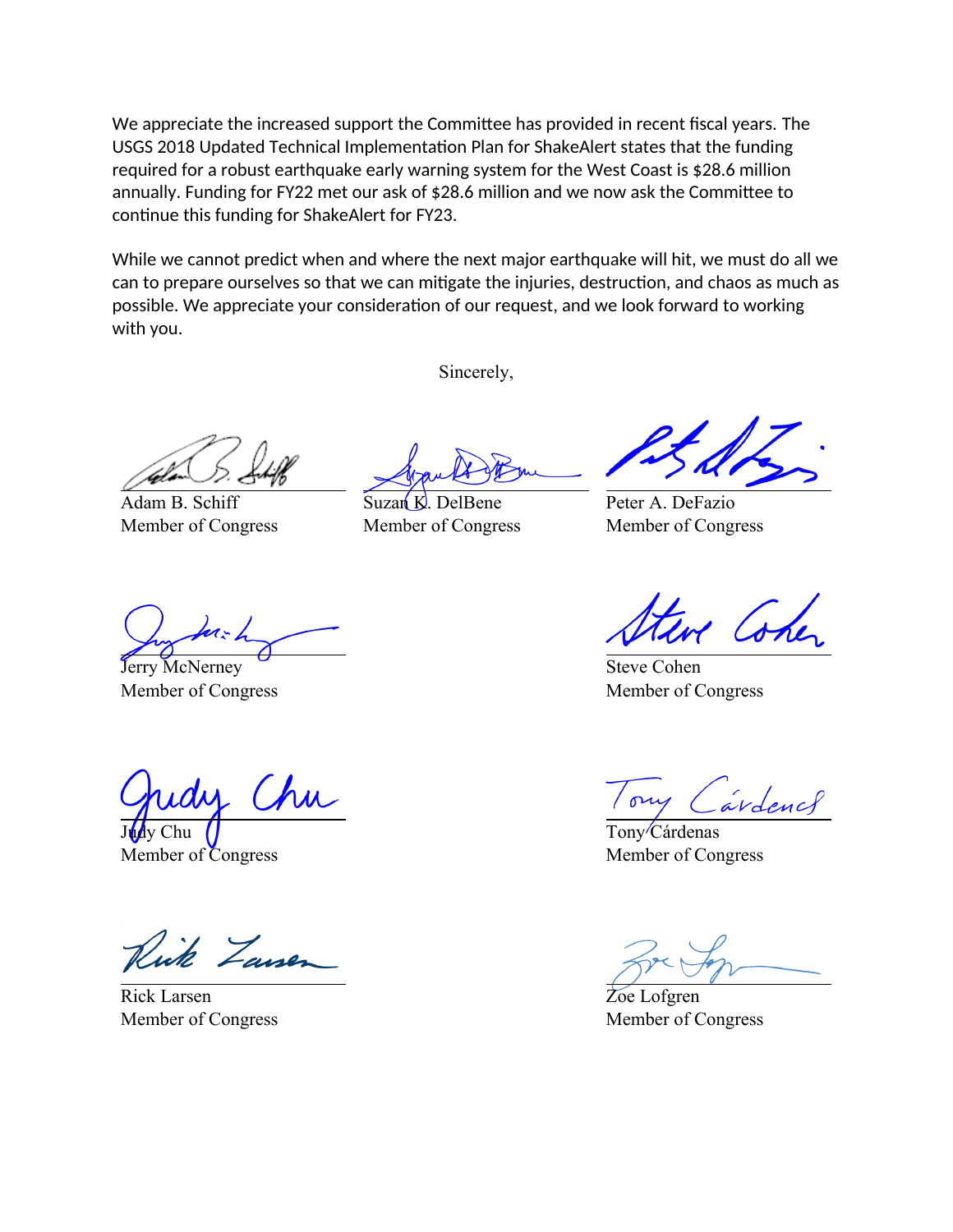We appreciate the increased support the Committee has provided in recent fiscal years. The USGS 2018 Updated Technical Implementation Plan for ShakeAlert states that the funding required for a robust earthquake early warning system for the West Coast is $28.6 million annually. Funding for FY22 met our ask of $28.6 million and we now ask the Committee to continue this funding for ShakeAlert for FY23.

While we cannot predict when and where the next major earthquake will hit, we must do all we can to prepare ourselves so that we can mitigate the injuries, destruction, and chaos as much as possible. We appreciate your consideration of our request, and we look forward to working with you.

Sincerely,

Adam B. Schiff
Member of Congress

Suzan K. DelBene
Member of Congress

Peter A. DeFazio
Member of Congress

Jerry McNerney
Member of Congress

Steve Cohen
Member of Congress

Judy Chu
Member of Congress

Tony Cárdenas
Member of Congress

Rick Larsen
Member of Congress

Zoe Lofgren
Member of Congress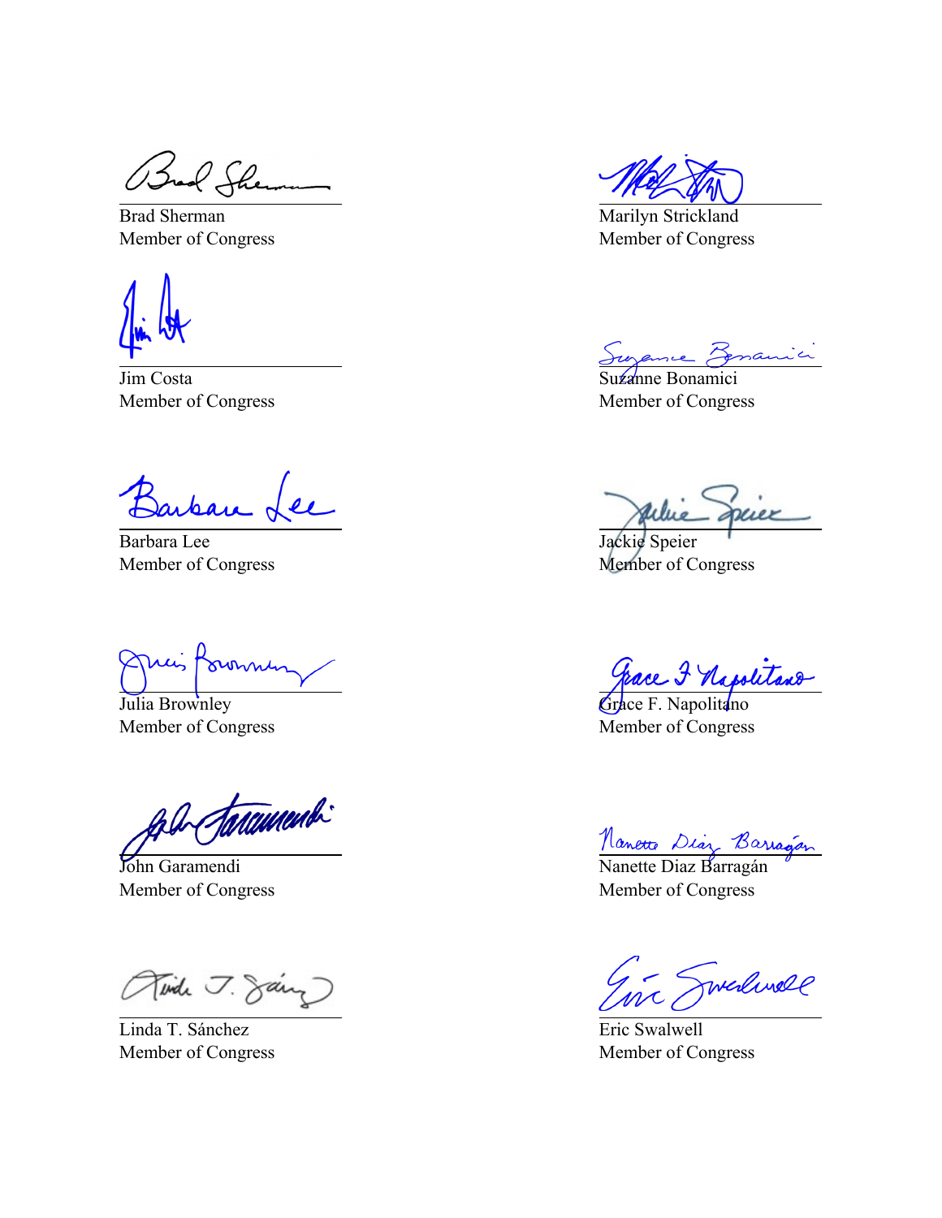Brad Sherman
Member of Congress

Marilyn Strickland
Member of Congress

Jim Costa
Member of Congress

Suzanne Bonamici
Member of Congress

Barbara Lee
Member of Congress

Jackie Speier
Member of Congress

Julia Brownley
Member of Congress

Grace F. Napolitano
Member of Congress

John Garamendi
Member of Congress

Nanette Diaz Barragán
Member of Congress

Linda T. Sánchez
Member of Congress

Eric Swalwell
Member of Congress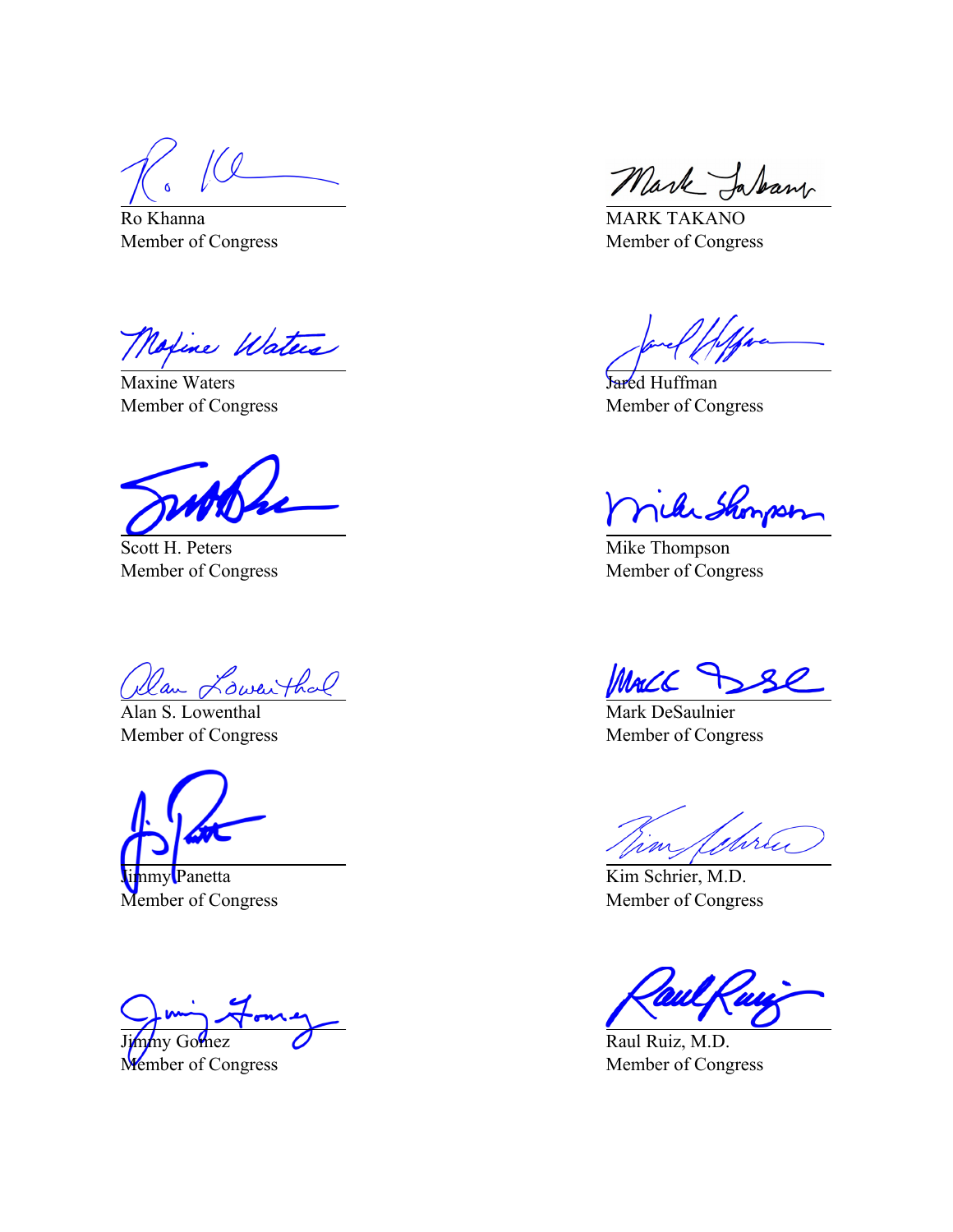Ro Khanna
Member of Congress

MARK TAKANO
Member of Congress

Maxine Waters
Member of Congress

Jared Huffman
Member of Congress

Scott H. Peters
Member of Congress

Mike Thompson
Member of Congress

Alan S. Lowenthal
Member of Congress

Mark DeSaulnier
Member of Congress

Jimmy Panetta
Member of Congress

Kim Schrier, M.D.
Member of Congress

Jimmy Gomez
Member of Congress

Raul Ruiz, M.D.
Member of Congress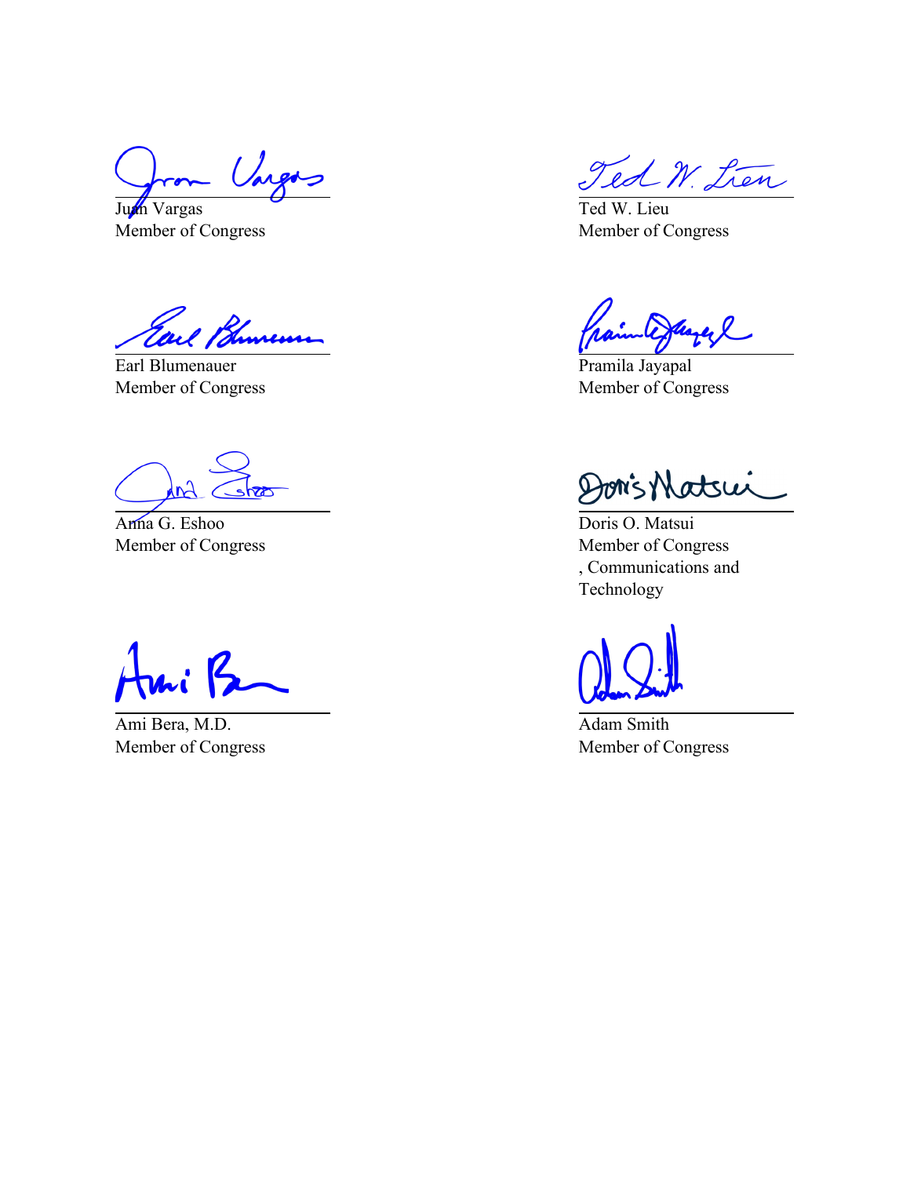Juan Vargas
Member of Congress

Ted W. Lieu
Member of Congress

Earl Blumenauer
Member of Congress

Pramila Jayapal
Member of Congress

Anna G. Eshoo
Member of Congress

Doris O. Matsui
Member of Congress
, Communications and Technology

Ami Bera, M.D.
Member of Congress

Adam Smith
Member of Congress